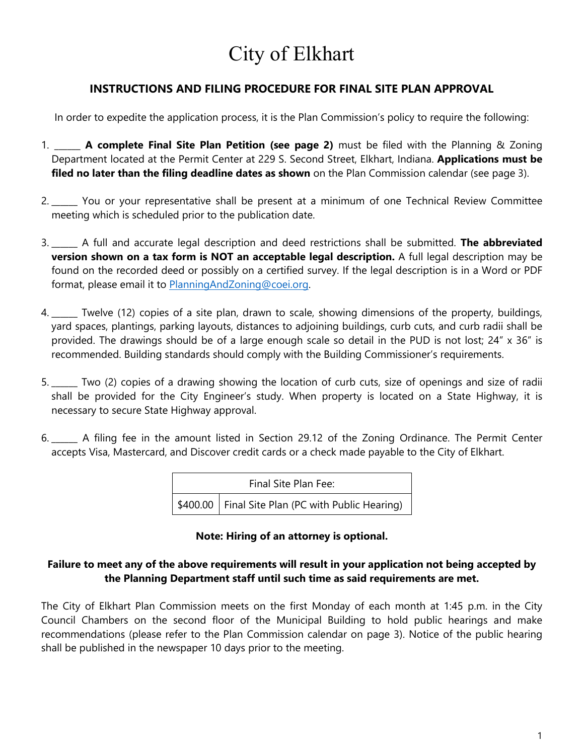# City of Elkhart

## INSTRUCTIONS AND FILING PROCEDURE FOR FINAL SITE PLAN APPROVAL

In order to expedite the application process, it is the Plan Commission's policy to require the following:

1. ______ **A complete Final Site Plan Petition (see page 2)** must be filed with the Planning & Zoning Department located at the Permit Center at 229 S. Second Street, Elkhart, Indiana. **Applications must be filed no later than the filing deadline dates as shown** on the Plan Commission calendar (see page 3).

2. ______ You or your representative shall be present at a minimum of one Technical Review Committee meeting which is scheduled prior to the publication date.

3. ______ A full and accurate legal description and deed restrictions shall be submitted. **The abbreviated version shown on a tax form is NOT an acceptable legal description.** A full legal description may be found on the recorded deed or possibly on a certified survey. If the legal description is in a Word or PDF format, please email it to PlanningAndZoning@coei.org.

4. ______ Twelve (12) copies of a site plan, drawn to scale, showing dimensions of the property, buildings, yard spaces, plantings, parking layouts, distances to adjoining buildings, curb cuts, and curb radii shall be provided. The drawings should be of a large enough scale so detail in the PUD is not lost; 24" x 36" is recommended. Building standards should comply with the Building Commissioner's requirements.

5. ______ Two (2) copies of a drawing showing the location of curb cuts, size of openings and size of radii shall be provided for the City Engineer's study. When property is located on a State Highway, it is necessary to secure State Highway approval.

6. ______ A filing fee in the amount listed in Section 29.12 of the Zoning Ordinance. The Permit Center accepts Visa, Mastercard, and Discover credit cards or a check made payable to the City of Elkhart.

| Final Site Plan Fee: | |
|---|---|
| $400.00 | Final Site Plan (PC with Public Hearing) |

**Note: Hiring of an attorney is optional.**

**Failure to meet any of the above requirements will result in your application not being accepted by the Planning Department staff until such time as said requirements are met.**

The City of Elkhart Plan Commission meets on the first Monday of each month at 1:45 p.m. in the City Council Chambers on the second floor of the Municipal Building to hold public hearings and make recommendations (please refer to the Plan Commission calendar on page 3). Notice of the public hearing shall be published in the newspaper 10 days prior to the meeting.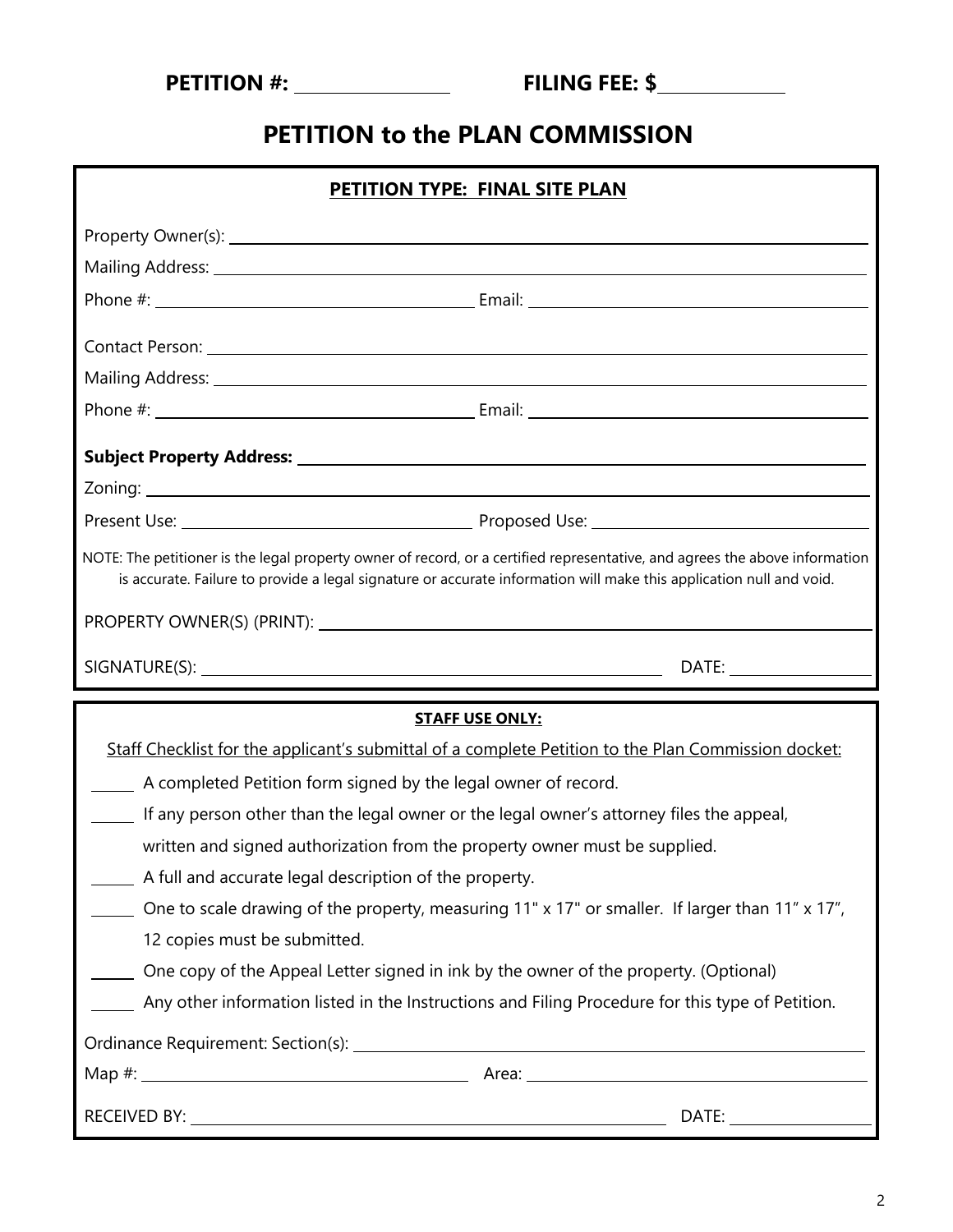**PETITION #: \_\_\_\_\_\_\_\_\_\_\_\_\_\_\_\_** **FILING FEE: $\_\_\_\_\_\_\_\_\_\_\_\_\_\_**

# PETITION to the PLAN COMMISSION

**PETITION TYPE: FINAL SITE PLAN**

Property Owner(s): \_\_\_\_\_\_\_\_\_\_\_\_\_\_\_\_\_\_\_\_\_\_\_\_\_\_\_\_\_\_\_\_\_\_\_\_\_\_\_\_

Mailing Address: \_\_\_\_\_\_\_\_\_\_\_\_\_\_\_\_\_\_\_\_\_\_\_\_\_\_\_\_\_\_\_\_\_\_\_\_\_\_\_\_

Phone #: \_\_\_\_\_\_\_\_\_\_\_\_\_\_\_\_\_\_\_\_ Email: \_\_\_\_\_\_\_\_\_\_\_\_\_\_\_\_\_\_\_\_

Contact Person: \_\_\_\_\_\_\_\_\_\_\_\_\_\_\_\_\_\_\_\_\_\_\_\_\_\_\_\_\_\_\_\_\_\_\_\_\_\_\_\_

Mailing Address: \_\_\_\_\_\_\_\_\_\_\_\_\_\_\_\_\_\_\_\_\_\_\_\_\_\_\_\_\_\_\_\_\_\_\_\_\_\_\_\_

Phone #: \_\_\_\_\_\_\_\_\_\_\_\_\_\_\_\_\_\_\_\_ Email: \_\_\_\_\_\_\_\_\_\_\_\_\_\_\_\_\_\_\_\_

**Subject Property Address:** \_\_\_\_\_\_\_\_\_\_\_\_\_\_\_\_\_\_\_\_\_\_\_\_\_\_\_\_\_\_\_\_\_\_\_\_\_\_\_\_

Zoning: \_\_\_\_\_\_\_\_\_\_\_\_\_\_\_\_\_\_\_\_\_\_\_\_\_\_\_\_\_\_\_\_\_\_\_\_\_\_\_\_

Present Use: \_\_\_\_\_\_\_\_\_\_\_\_\_\_\_\_\_\_\_\_ Proposed Use: \_\_\_\_\_\_\_\_\_\_\_\_\_\_\_\_\_\_\_\_

NOTE: The petitioner is the legal property owner of record, or a certified representative, and agrees the above information is accurate. Failure to provide a legal signature or accurate information will make this application null and void.

PROPERTY OWNER(S) (PRINT): \_\_\_\_\_\_\_\_\_\_\_\_\_\_\_\_\_\_\_\_\_\_\_\_\_\_\_\_\_\_\_\_\_\_\_\_\_\_\_\_

SIGNATURE(S): \_\_\_\_\_\_\_\_\_\_\_\_\_\_\_\_\_\_\_\_\_\_\_\_\_\_\_\_\_\_ DATE: \_\_\_\_\_\_\_\_\_\_\_\_

**STAFF USE ONLY:**

Staff Checklist for the applicant's submittal of a complete Petition to the Plan Commission docket:

- \_\_\_\_\_ A completed Petition form signed by the legal owner of record.
- \_\_\_\_\_ If any person other than the legal owner or the legal owner's attorney files the appeal, written and signed authorization from the property owner must be supplied.
- \_\_\_\_\_ A full and accurate legal description of the property.
- \_\_\_\_\_ One to scale drawing of the property, measuring 11" x 17" or smaller. If larger than 11" x 17", 12 copies must be submitted.
- \_\_\_\_\_ One copy of the Appeal Letter signed in ink by the owner of the property. (Optional)
- \_\_\_\_\_ Any other information listed in the Instructions and Filing Procedure for this type of Petition.

Ordinance Requirement: Section(s): \_\_\_\_\_\_\_\_\_\_\_\_\_\_\_\_\_\_\_\_\_\_\_\_\_\_\_\_\_\_

Map #: \_\_\_\_\_\_\_\_\_\_\_\_\_\_\_\_\_\_\_\_ Area: \_\_\_\_\_\_\_\_\_\_\_\_\_\_\_\_\_\_\_\_

RECEIVED BY: \_\_\_\_\_\_\_\_\_\_\_\_\_\_\_\_\_\_\_\_\_\_\_\_\_\_\_\_\_\_ DATE: \_\_\_\_\_\_\_\_\_\_\_\_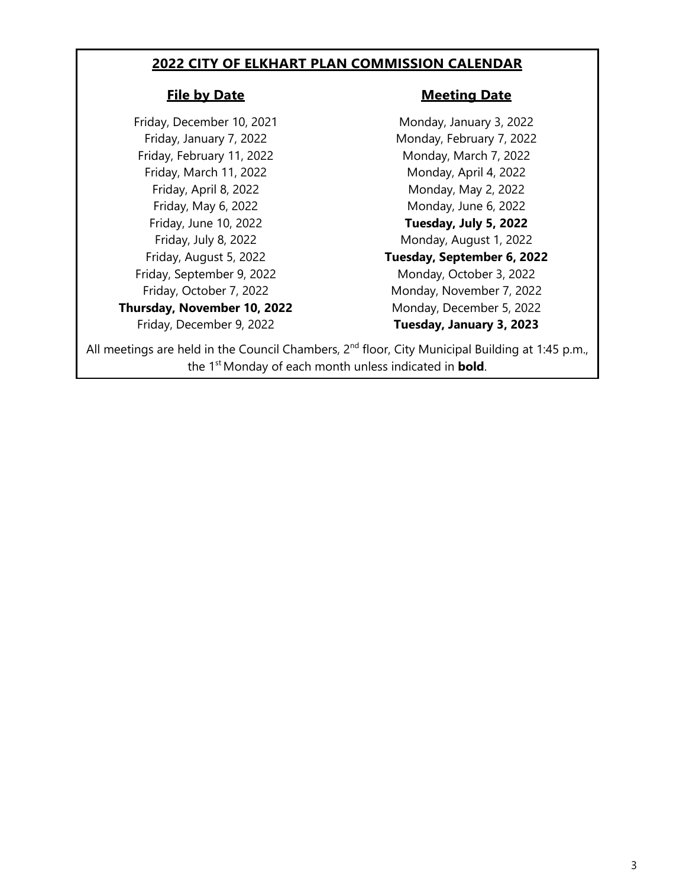## 2022 CITY OF ELKHART PLAN COMMISSION CALENDAR

| File by Date | Meeting Date |
| --- | --- |
| Friday, December 10, 2021 | Monday, January 3, 2022 |
| Friday, January 7, 2022 | Monday, February 7, 2022 |
| Friday, February 11, 2022 | Monday, March 7, 2022 |
| Friday, March 11, 2022 | Monday, April 4, 2022 |
| Friday, April 8, 2022 | Monday, May 2, 2022 |
| Friday, May 6, 2022 | Monday, June 6, 2022 |
| Friday, June 10, 2022 | **Tuesday, July 5, 2022** |
| Friday, July 8, 2022 | Monday, August 1, 2022 |
| Friday, August 5, 2022 | **Tuesday, September 6, 2022** |
| Friday, September 9, 2022 | Monday, October 3, 2022 |
| Friday, October 7, 2022 | Monday, November 7, 2022 |
| **Thursday, November 10, 2022** | Monday, December 5, 2022 |
| Friday, December 9, 2022 | **Tuesday, January 3, 2023** |

All meetings are held in the Council Chambers, 2nd floor, City Municipal Building at 1:45 p.m., the 1st Monday of each month unless indicated in **bold**.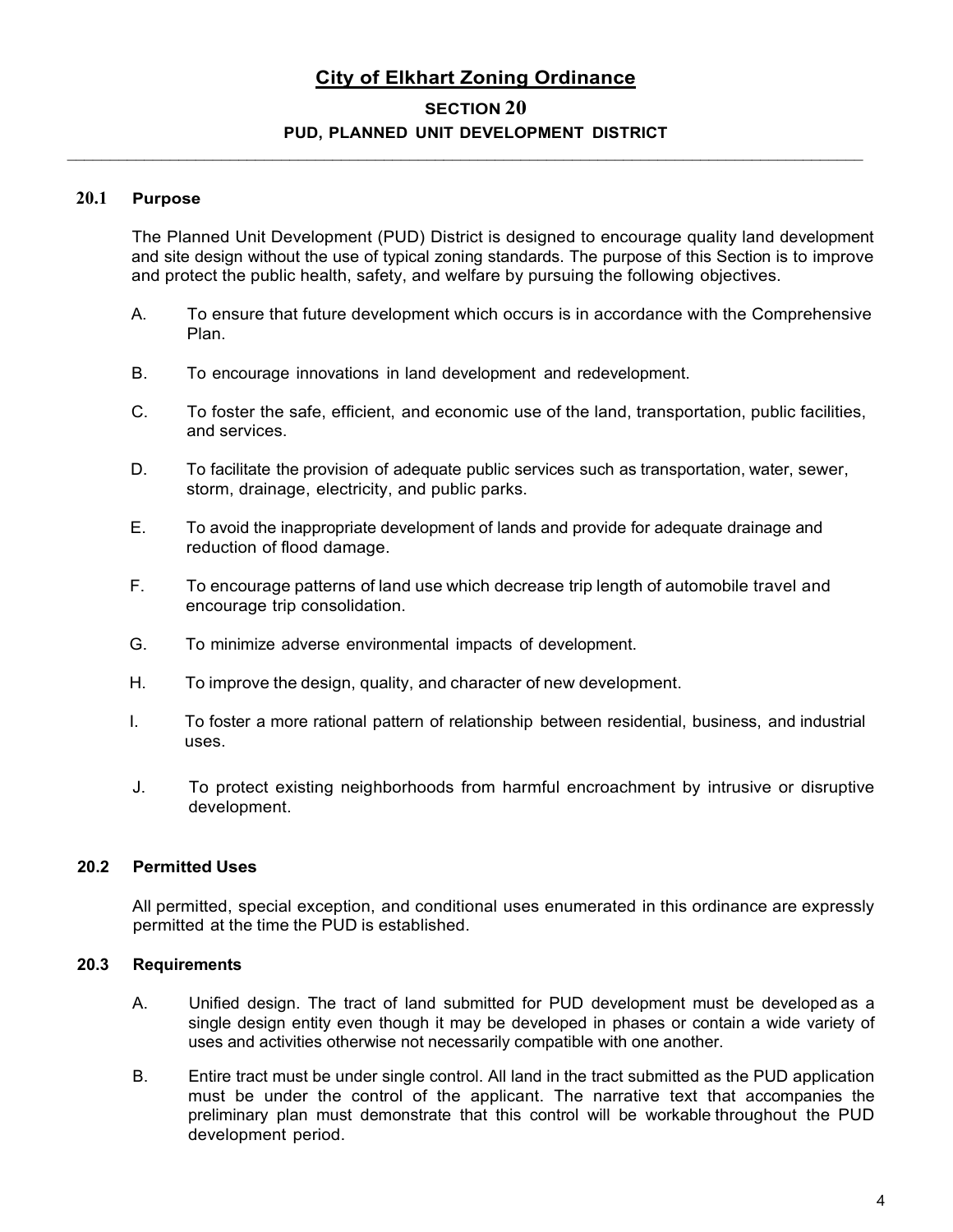# City of Elkhart Zoning Ordinance

## SECTION 20

## PUD, PLANNED UNIT DEVELOPMENT DISTRICT

### 20.1 Purpose

The Planned Unit Development (PUD) District is designed to encourage quality land development and site design without the use of typical zoning standards. The purpose of this Section is to improve and protect the public health, safety, and welfare by pursuing the following objectives.

A. To ensure that future development which occurs is in accordance with the Comprehensive Plan.

B. To encourage innovations in land development and redevelopment.

C. To foster the safe, efficient, and economic use of the land, transportation, public facilities, and services.

D. To facilitate the provision of adequate public services such as transportation, water, sewer, storm, drainage, electricity, and public parks.

E. To avoid the inappropriate development of lands and provide for adequate drainage and reduction of flood damage.

F. To encourage patterns of land use which decrease trip length of automobile travel and encourage trip consolidation.

G. To minimize adverse environmental impacts of development.

H. To improve the design, quality, and character of new development.

I. To foster a more rational pattern of relationship between residential, business, and industrial uses.

J. To protect existing neighborhoods from harmful encroachment by intrusive or disruptive development.

### 20.2 Permitted Uses

All permitted, special exception, and conditional uses enumerated in this ordinance are expressly permitted at the time the PUD is established.

### 20.3 Requirements

A. Unified design. The tract of land submitted for PUD development must be developed as a single design entity even though it may be developed in phases or contain a wide variety of uses and activities otherwise not necessarily compatible with one another.

B. Entire tract must be under single control. All land in the tract submitted as the PUD application must be under the control of the applicant. The narrative text that accompanies the preliminary plan must demonstrate that this control will be workable throughout the PUD development period.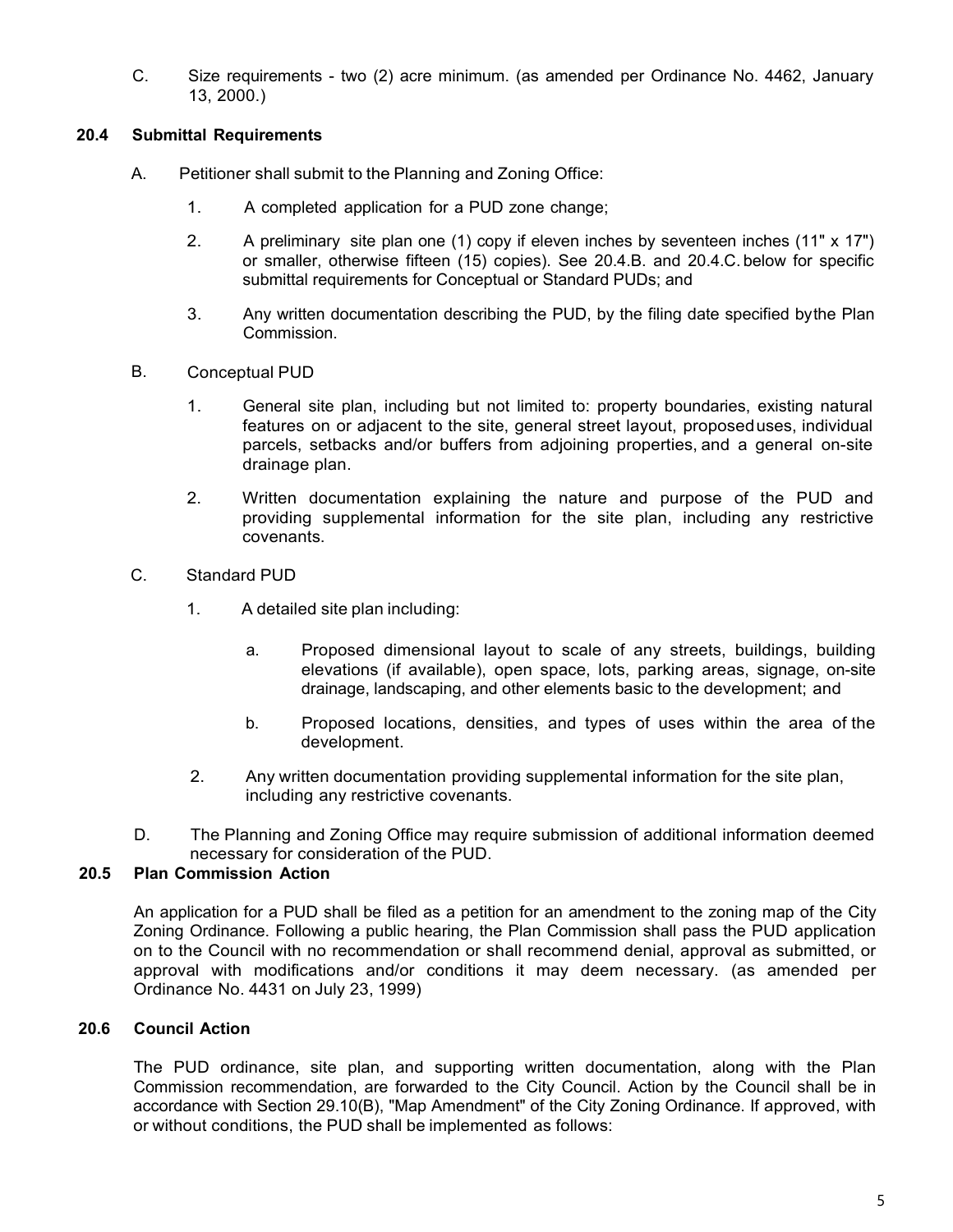C. Size requirements - two (2) acre minimum. (as amended per Ordinance No. 4462, January 13, 2000.)

### 20.4 Submittal Requirements

A. Petitioner shall submit to the Planning and Zoning Office:

1. A completed application for a PUD zone change;

2. A preliminary site plan one (1) copy if eleven inches by seventeen inches (11" x 17") or smaller, otherwise fifteen (15) copies). See 20.4.B. and 20.4.C. below for specific submittal requirements for Conceptual or Standard PUDs; and

3. Any written documentation describing the PUD, by the filing date specified by the Plan Commission.

B. Conceptual PUD

1. General site plan, including but not limited to: property boundaries, existing natural features on or adjacent to the site, general street layout, proposed uses, individual parcels, setbacks and/or buffers from adjoining properties, and a general on-site drainage plan.

2. Written documentation explaining the nature and purpose of the PUD and providing supplemental information for the site plan, including any restrictive covenants.

C. Standard PUD

1. A detailed site plan including:

   a. Proposed dimensional layout to scale of any streets, buildings, building elevations (if available), open space, lots, parking areas, signage, on-site drainage, landscaping, and other elements basic to the development; and

   b. Proposed locations, densities, and types of uses within the area of the development.

2. Any written documentation providing supplemental information for the site plan, including any restrictive covenants.

D. The Planning and Zoning Office may require submission of additional information deemed necessary for consideration of the PUD.

### 20.5 Plan Commission Action

An application for a PUD shall be filed as a petition for an amendment to the zoning map of the City Zoning Ordinance. Following a public hearing, the Plan Commission shall pass the PUD application on to the Council with no recommendation or shall recommend denial, approval as submitted, or approval with modifications and/or conditions it may deem necessary. (as amended per Ordinance No. 4431 on July 23, 1999)

### 20.6 Council Action

The PUD ordinance, site plan, and supporting written documentation, along with the Plan Commission recommendation, are forwarded to the City Council. Action by the Council shall be in accordance with Section 29.10(B), "Map Amendment" of the City Zoning Ordinance. If approved, with or without conditions, the PUD shall be implemented as follows: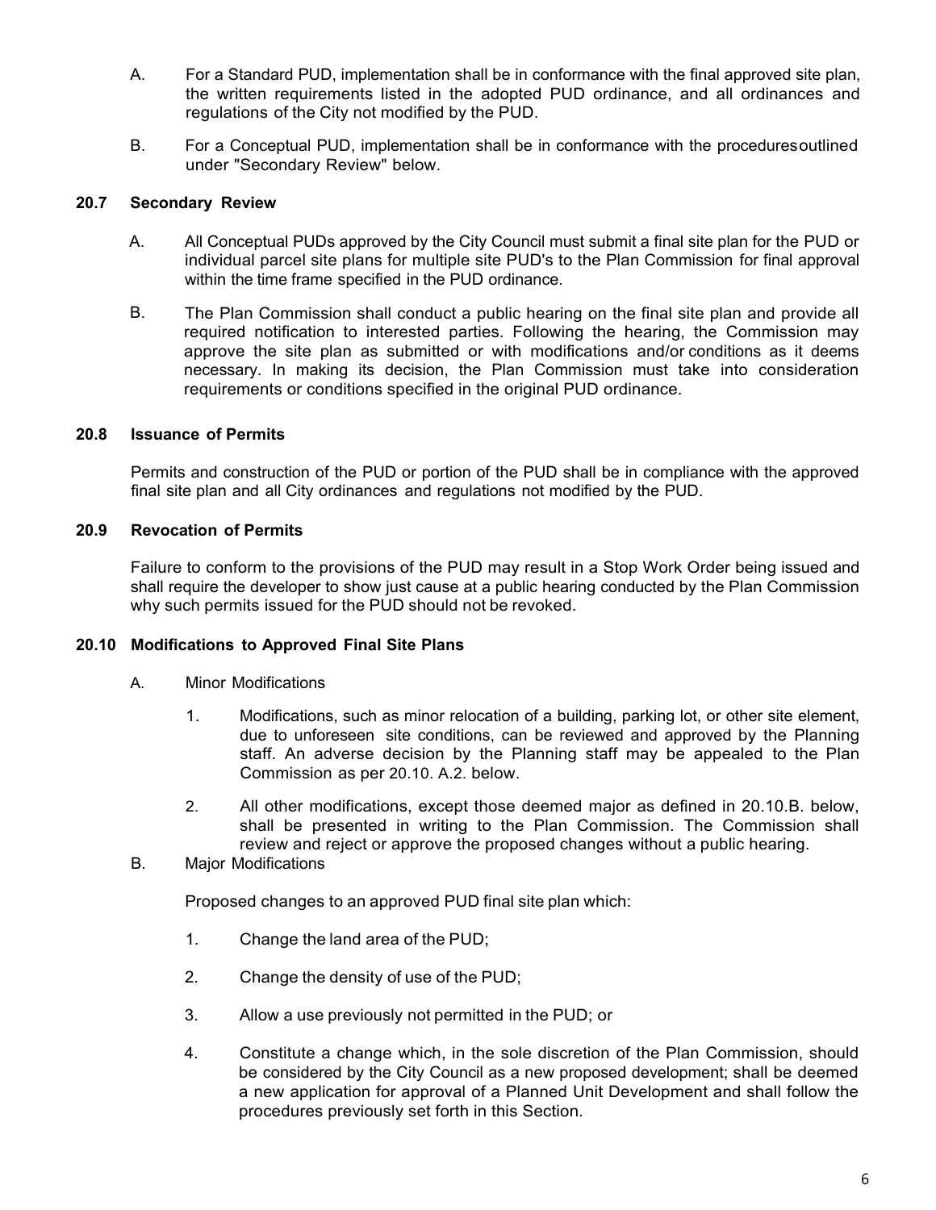A. For a Standard PUD, implementation shall be in conformance with the final approved site plan, the written requirements listed in the adopted PUD ordinance, and all ordinances and regulations of the City not modified by the PUD.

B. For a Conceptual PUD, implementation shall be in conformance with the procedures outlined under "Secondary Review" below.

### 20.7 Secondary Review

A. All Conceptual PUDs approved by the City Council must submit a final site plan for the PUD or individual parcel site plans for multiple site PUD's to the Plan Commission for final approval within the time frame specified in the PUD ordinance.

B. The Plan Commission shall conduct a public hearing on the final site plan and provide all required notification to interested parties. Following the hearing, the Commission may approve the site plan as submitted or with modifications and/or conditions as it deems necessary. In making its decision, the Plan Commission must take into consideration requirements or conditions specified in the original PUD ordinance.

### 20.8 Issuance of Permits

Permits and construction of the PUD or portion of the PUD shall be in compliance with the approved final site plan and all City ordinances and regulations not modified by the PUD.

### 20.9 Revocation of Permits

Failure to conform to the provisions of the PUD may result in a Stop Work Order being issued and shall require the developer to show just cause at a public hearing conducted by the Plan Commission why such permits issued for the PUD should not be revoked.

### 20.10 Modifications to Approved Final Site Plans

A. Minor Modifications

1. Modifications, such as minor relocation of a building, parking lot, or other site element, due to unforeseen site conditions, can be reviewed and approved by the Planning staff. An adverse decision by the Planning staff may be appealed to the Plan Commission as per 20.10. A.2. below.

2. All other modifications, except those deemed major as defined in 20.10.B. below, shall be presented in writing to the Plan Commission. The Commission shall review and reject or approve the proposed changes without a public hearing.

B. Major Modifications

Proposed changes to an approved PUD final site plan which:

1. Change the land area of the PUD;

2. Change the density of use of the PUD;

3. Allow a use previously not permitted in the PUD; or

4. Constitute a change which, in the sole discretion of the Plan Commission, should be considered by the City Council as a new proposed development; shall be deemed a new application for approval of a Planned Unit Development and shall follow the procedures previously set forth in this Section.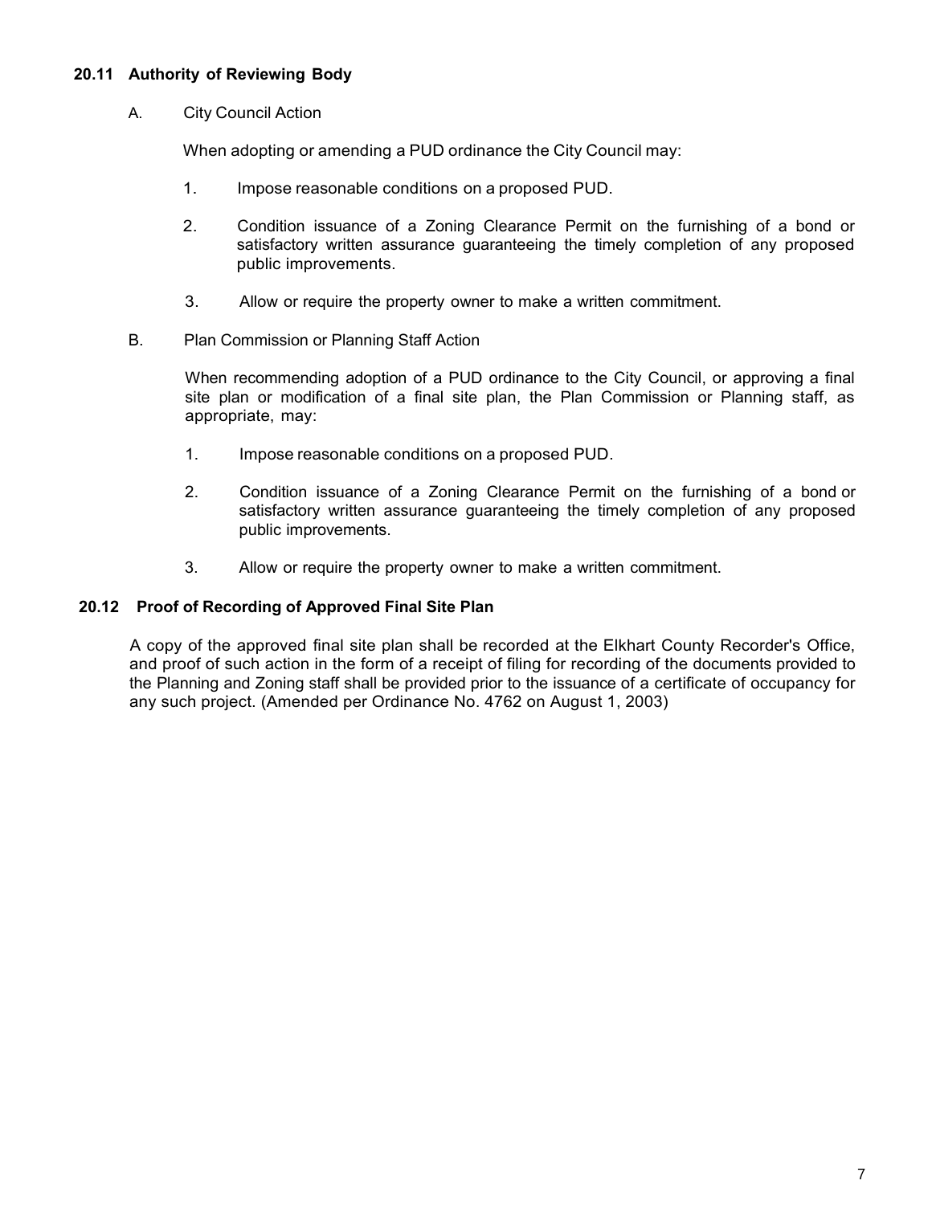### 20.11 Authority of Reviewing Body

A. City Council Action

When adopting or amending a PUD ordinance the City Council may:

1. Impose reasonable conditions on a proposed PUD.

2. Condition issuance of a Zoning Clearance Permit on the furnishing of a bond or satisfactory written assurance guaranteeing the timely completion of any proposed public improvements.

3. Allow or require the property owner to make a written commitment.

B. Plan Commission or Planning Staff Action

When recommending adoption of a PUD ordinance to the City Council, or approving a final site plan or modification of a final site plan, the Plan Commission or Planning staff, as appropriate, may:

1. Impose reasonable conditions on a proposed PUD.

2. Condition issuance of a Zoning Clearance Permit on the furnishing of a bond or satisfactory written assurance guaranteeing the timely completion of any proposed public improvements.

3. Allow or require the property owner to make a written commitment.

### 20.12 Proof of Recording of Approved Final Site Plan

A copy of the approved final site plan shall be recorded at the Elkhart County Recorder's Office, and proof of such action in the form of a receipt of filing for recording of the documents provided to the Planning and Zoning staff shall be provided prior to the issuance of a certificate of occupancy for any such project. (Amended per Ordinance No. 4762 on August 1, 2003)